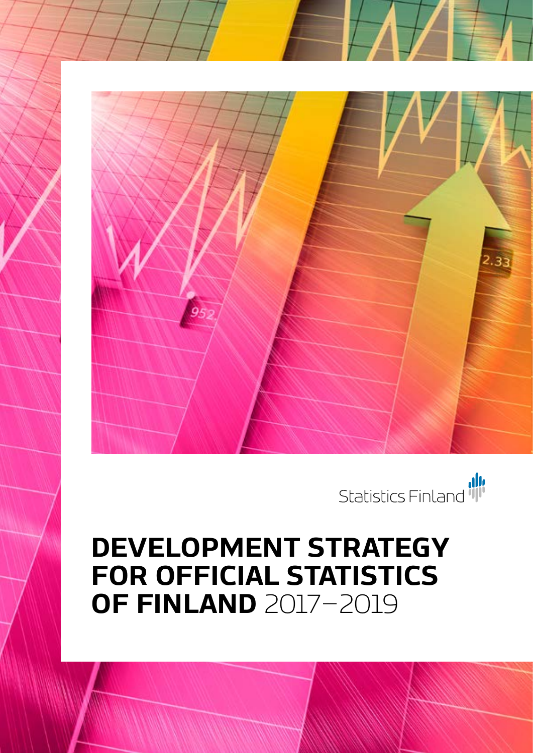Statistics Finland

# DEVELOPMENT STRATEGY FOR OFFICIAL STATISTICS OF FINLAND 2017–2019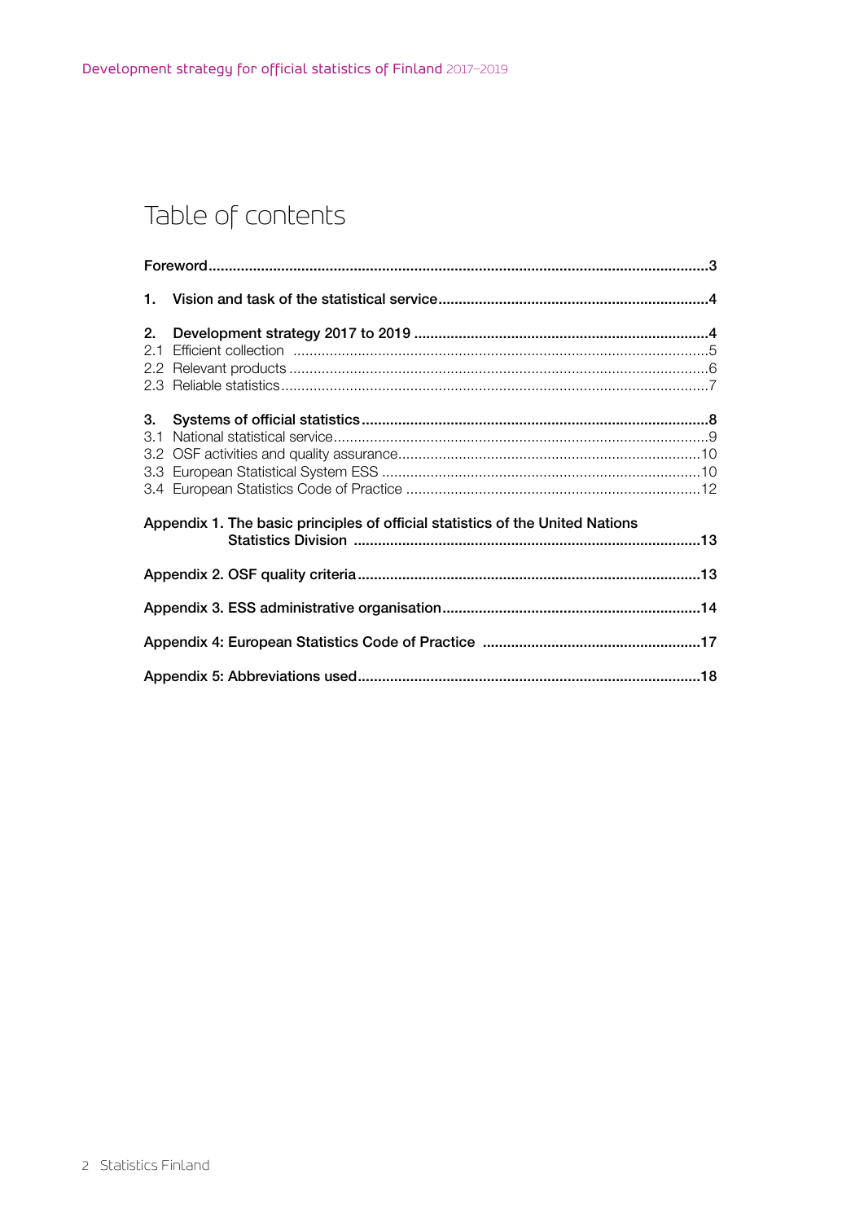# Table of contents

**Foreword**..........................................................................................................................**3**

**1. Vision and task of the statistical service**...................................................................**4**

**2. Development strategy 2017 to 2019** .........................................................................**4**
2.1 Efficient collection .......................................................................................................5
2.2 Relevant products ........................................................................................................6
2.3 Reliable statistics..........................................................................................................7

**3. Systems of official statistics**.......................................................................................**8**
3.1 National statistical service.............................................................................................9
3.2 OSF activities and quality assurance...........................................................................10
3.3 European Statistical System ESS ...............................................................................10
3.4 European Statistics Code of Practice .........................................................................12

**Appendix 1. The basic principles of official statistics of the United Nations Statistics Division** .....................................................................................**13**

**Appendix 2. OSF quality criteria**.....................................................................................**13**

**Appendix 3. ESS administrative organisation**................................................................**14**

**Appendix 4: European Statistics Code of Practice** ......................................................**17**

**Appendix 5: Abbreviations used**.....................................................................................**18**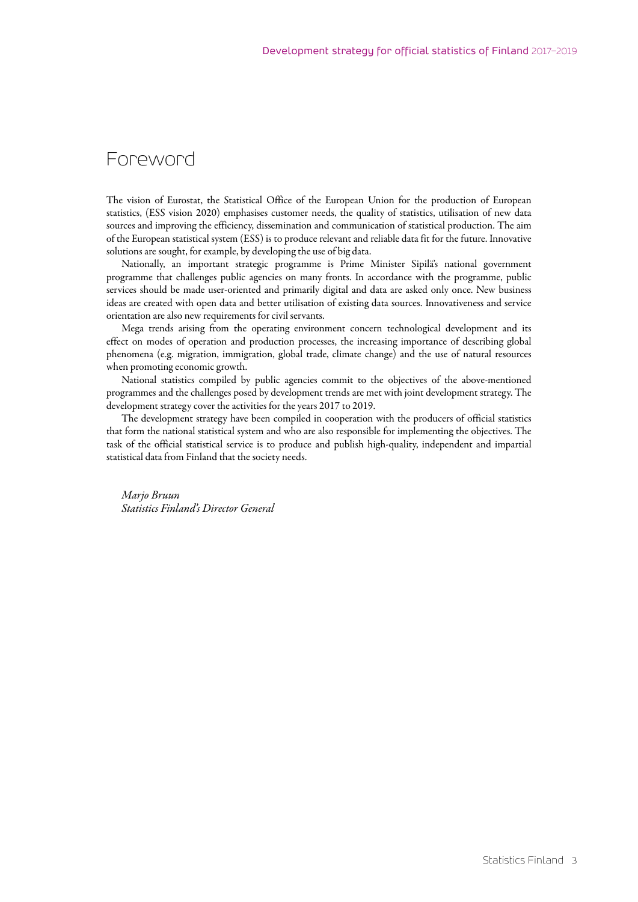# Foreword

The vision of Eurostat, the Statistical Office of the European Union for the production of European statistics, (ESS vision 2020) emphasises customer needs, the quality of statistics, utilisation of new data sources and improving the efficiency, dissemination and communication of statistical production. The aim of the European statistical system (ESS) is to produce relevant and reliable data fit for the future. Innovative solutions are sought, for example, by developing the use of big data.

Nationally, an important strategic programme is Prime Minister Sipilä's national government programme that challenges public agencies on many fronts. In accordance with the programme, public services should be made user-oriented and primarily digital and data are asked only once. New business ideas are created with open data and better utilisation of existing data sources. Innovativeness and service orientation are also new requirements for civil servants.

Mega trends arising from the operating environment concern technological development and its effect on modes of operation and production processes, the increasing importance of describing global phenomena (e.g. migration, immigration, global trade, climate change) and the use of natural resources when promoting economic growth.

National statistics compiled by public agencies commit to the objectives of the above-mentioned programmes and the challenges posed by development trends are met with joint development strategy. The development strategy cover the activities for the years 2017 to 2019.

The development strategy have been compiled in cooperation with the producers of official statistics that form the national statistical system and who are also responsible for implementing the objectives. The task of the official statistical service is to produce and publish high-quality, independent and impartial statistical data from Finland that the society needs.

*Marjo Bruun*
*Statistics Finland's Director General*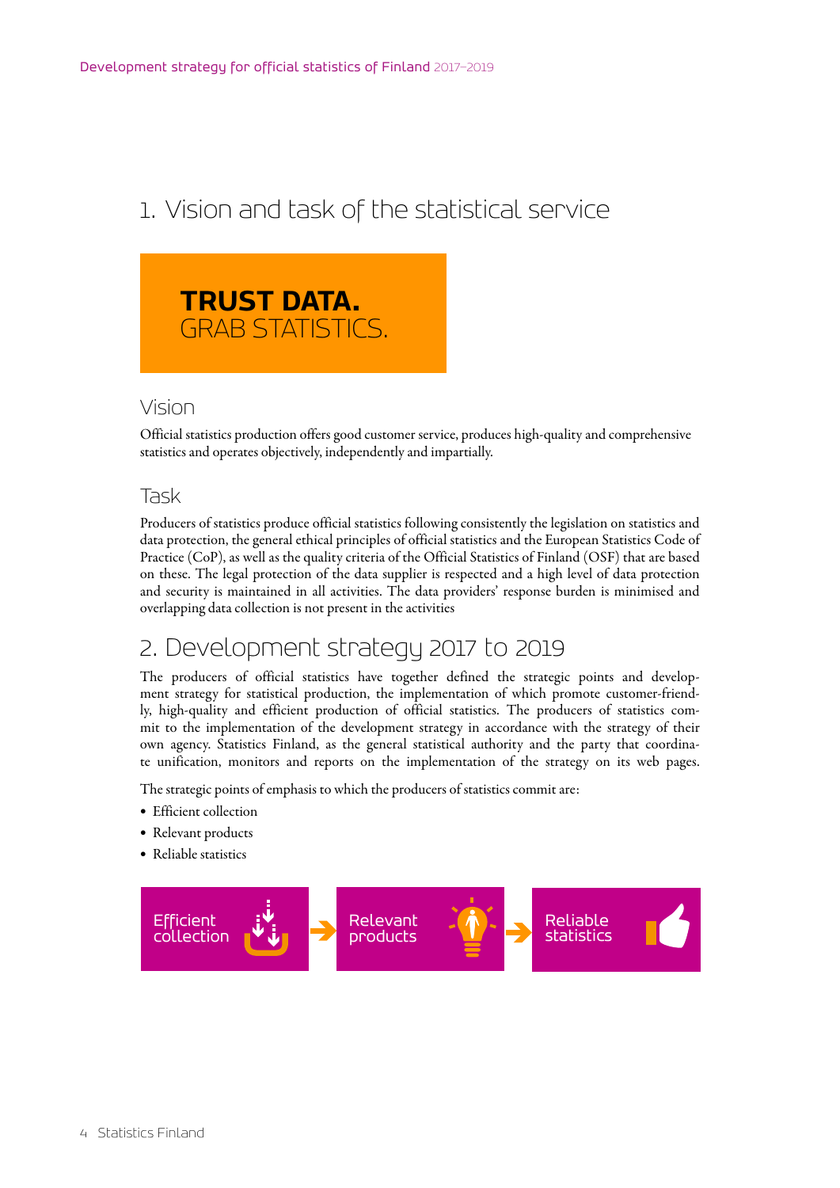# 1. Vision and task of the statistical service

**TRUST DATA.**
GRAB STATISTICS.

## Vision

Official statistics production offers good customer service, produces high-quality and comprehensive statistics and operates objectively, independently and impartially.

## Task

Producers of statistics produce official statistics following consistently the legislation on statistics and data protection, the general ethical principles of official statistics and the European Statistics Code of Practice (CoP), as well as the quality criteria of the Official Statistics of Finland (OSF) that are based on these. The legal protection of the data supplier is respected and a high level of data protection and security is maintained in all activities. The data providers' response burden is minimised and overlapping data collection is not present in the activities

# 2. Development strategy 2017 to 2019

The producers of official statistics have together defined the strategic points and development strategy for statistical production, the implementation of which promote customer-friendly, high-quality and efficient production of official statistics. The producers of statistics commit to the implementation of the development strategy in accordance with the strategy of their own agency. Statistics Finland, as the general statistical authority and the party that coordinate unification, monitors and reports on the implementation of the strategy on its web pages.

The strategic points of emphasis to which the producers of statistics commit are:

- Efficient collection
- Relevant products
- Reliable statistics

Efficient collection → Relevant products → Reliable statistics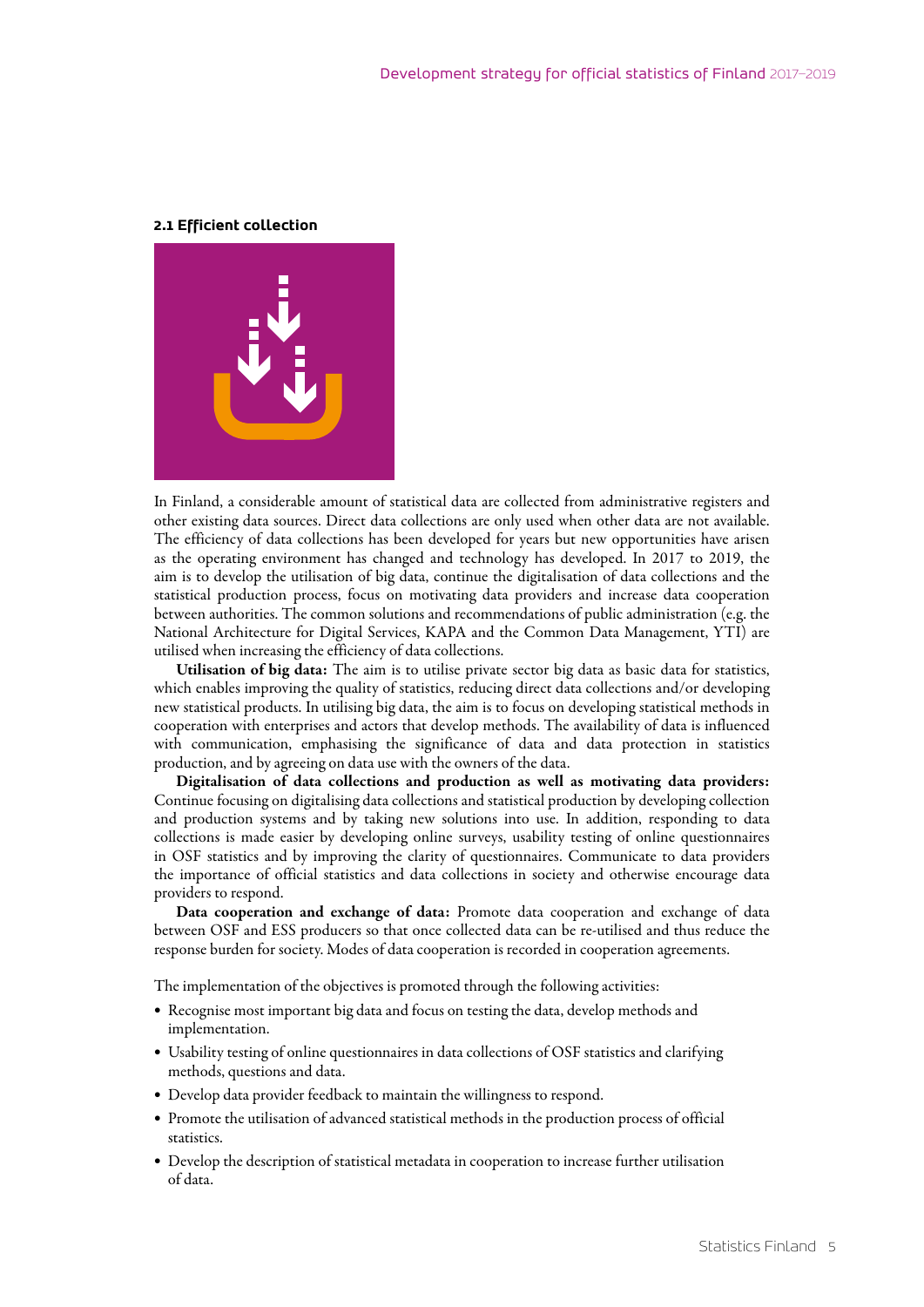## 2.1 Efficient collection

In Finland, a considerable amount of statistical data are collected from administrative registers and other existing data sources. Direct data collections are only used when other data are not available. The efficiency of data collections has been developed for years but new opportunities have arisen as the operating environment has changed and technology has developed. In 2017 to 2019, the aim is to develop the utilisation of big data, continue the digitalisation of data collections and the statistical production process, focus on motivating data providers and increase data cooperation between authorities. The common solutions and recommendations of public administration (e.g. the National Architecture for Digital Services, KAPA and the Common Data Management, YTI) are utilised when increasing the efficiency of data collections.

**Utilisation of big data:** The aim is to utilise private sector big data as basic data for statistics, which enables improving the quality of statistics, reducing direct data collections and/or developing new statistical products. In utilising big data, the aim is to focus on developing statistical methods in cooperation with enterprises and actors that develop methods. The availability of data is influenced with communication, emphasising the significance of data and data protection in statistics production, and by agreeing on data use with the owners of the data.

**Digitalisation of data collections and production as well as motivating data providers:** Continue focusing on digitalising data collections and statistical production by developing collection and production systems and by taking new solutions into use. In addition, responding to data collections is made easier by developing online surveys, usability testing of online questionnaires in OSF statistics and by improving the clarity of questionnaires. Communicate to data providers the importance of official statistics and data collections in society and otherwise encourage data providers to respond.

**Data cooperation and exchange of data:** Promote data cooperation and exchange of data between OSF and ESS producers so that once collected data can be re-utilised and thus reduce the response burden for society. Modes of data cooperation is recorded in cooperation agreements.

The implementation of the objectives is promoted through the following activities:

- Recognise most important big data and focus on testing the data, develop methods and implementation.
- Usability testing of online questionnaires in data collections of OSF statistics and clarifying methods, questions and data.
- Develop data provider feedback to maintain the willingness to respond.
- Promote the utilisation of advanced statistical methods in the production process of official statistics.
- Develop the description of statistical metadata in cooperation to increase further utilisation of data.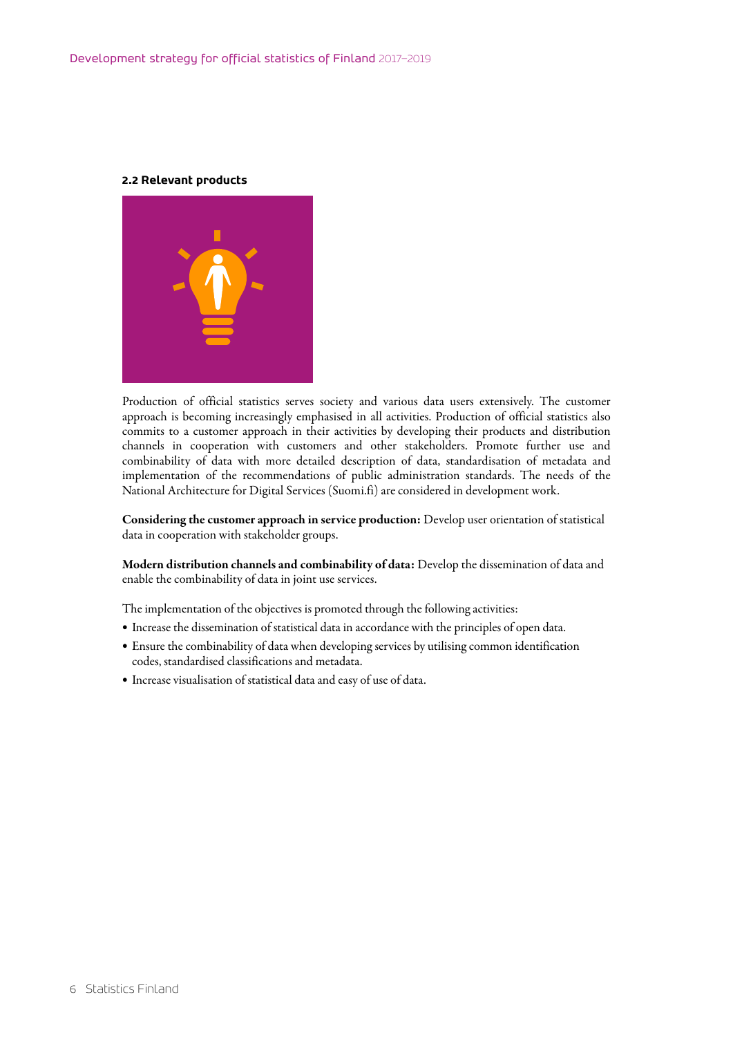### 2.2 Relevant products

Production of official statistics serves society and various data users extensively. The customer approach is becoming increasingly emphasised in all activities. Production of official statistics also commits to a customer approach in their activities by developing their products and distribution channels in cooperation with customers and other stakeholders. Promote further use and combinability of data with more detailed description of data, standardisation of metadata and implementation of the recommendations of public administration standards. The needs of the National Architecture for Digital Services (Suomi.fi) are considered in development work.

**Considering the customer approach in service production:** Develop user orientation of statistical data in cooperation with stakeholder groups.

**Modern distribution channels and combinability of data:** Develop the dissemination of data and enable the combinability of data in joint use services.

The implementation of the objectives is promoted through the following activities:

- Increase the dissemination of statistical data in accordance with the principles of open data.
- Ensure the combinability of data when developing services by utilising common identification codes, standardised classifications and metadata.
- Increase visualisation of statistical data and easy of use of data.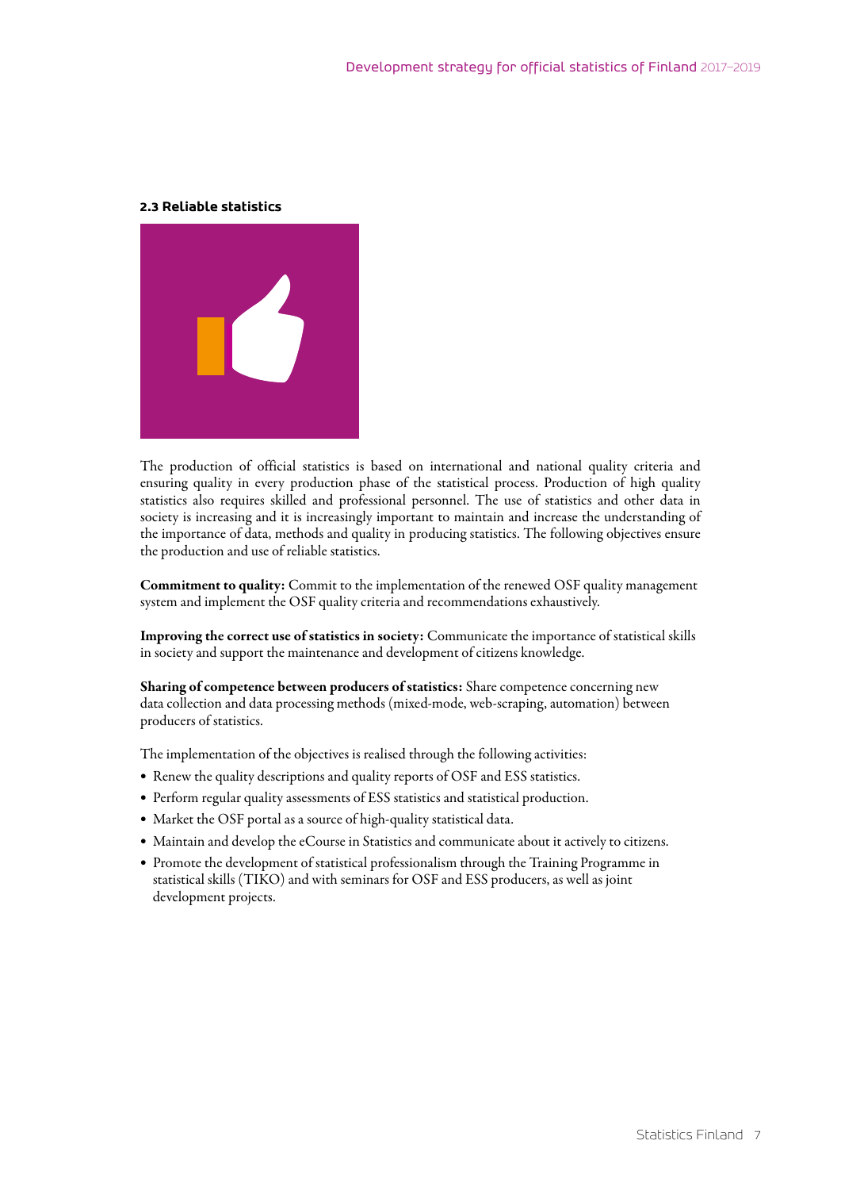### 2.3 Reliable statistics

The production of official statistics is based on international and national quality criteria and ensuring quality in every production phase of the statistical process. Production of high quality statistics also requires skilled and professional personnel. The use of statistics and other data in society is increasing and it is increasingly important to maintain and increase the understanding of the importance of data, methods and quality in producing statistics. The following objectives ensure the production and use of reliable statistics.

**Commitment to quality:** Commit to the implementation of the renewed OSF quality management system and implement the OSF quality criteria and recommendations exhaustively.

**Improving the correct use of statistics in society:** Communicate the importance of statistical skills in society and support the maintenance and development of citizens knowledge.

**Sharing of competence between producers of statistics:** Share competence concerning new data collection and data processing methods (mixed-mode, web-scraping, automation) between producers of statistics.

The implementation of the objectives is realised through the following activities:

- Renew the quality descriptions and quality reports of OSF and ESS statistics.
- Perform regular quality assessments of ESS statistics and statistical production.
- Market the OSF portal as a source of high-quality statistical data.
- Maintain and develop the eCourse in Statistics and communicate about it actively to citizens.
- Promote the development of statistical professionalism through the Training Programme in statistical skills (TIKO) and with seminars for OSF and ESS producers, as well as joint development projects.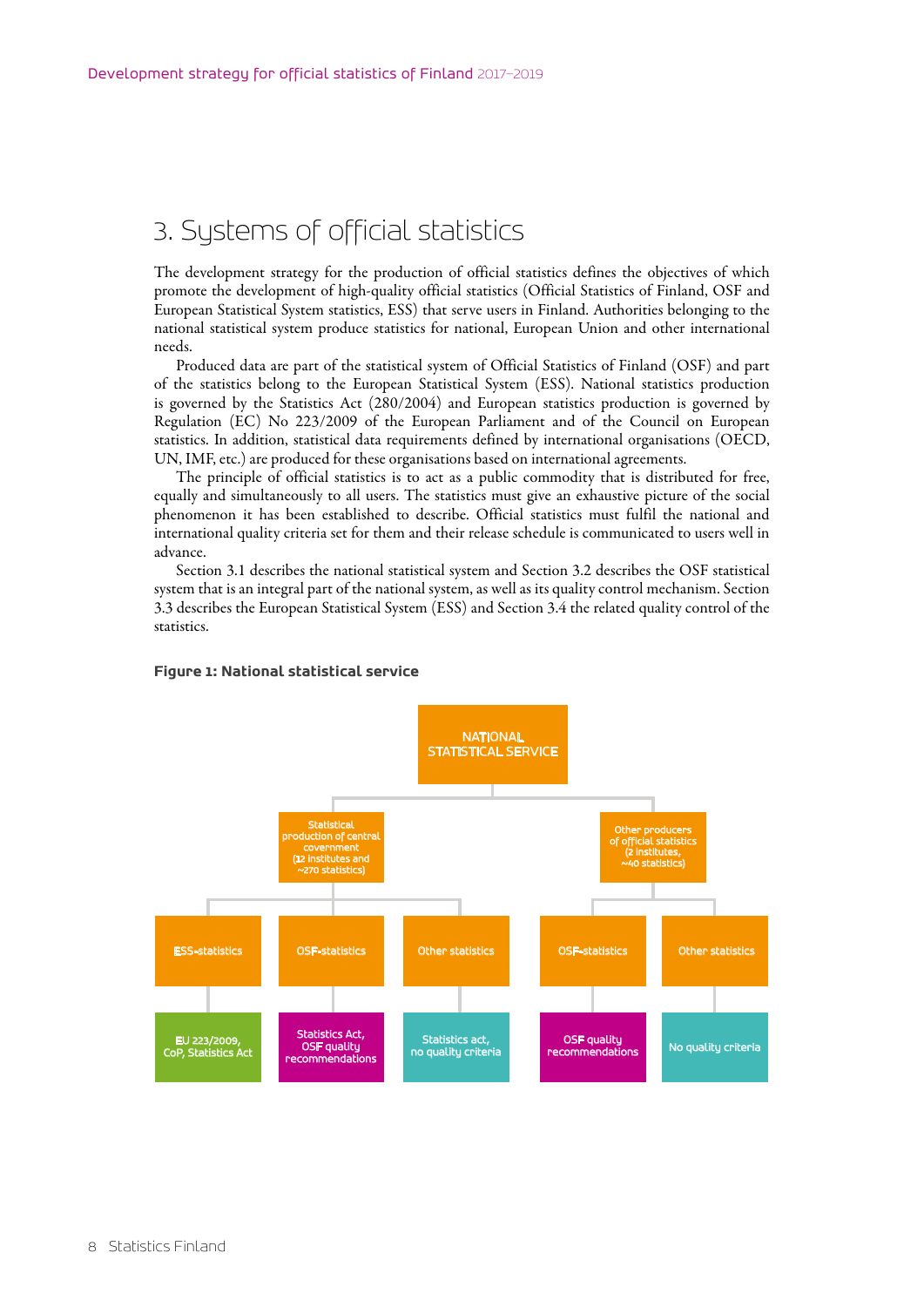# 3. Systems of official statistics

The development strategy for the production of official statistics defines the objectives of which promote the development of high-quality official statistics (Official Statistics of Finland, OSF and European Statistical System statistics, ESS) that serve users in Finland. Authorities belonging to the national statistical system produce statistics for national, European Union and other international needs.

Produced data are part of the statistical system of Official Statistics of Finland (OSF) and part of the statistics belong to the European Statistical System (ESS). National statistics production is governed by the Statistics Act (280/2004) and European statistics production is governed by Regulation (EC) No 223/2009 of the European Parliament and of the Council on European statistics. In addition, statistical data requirements defined by international organisations (OECD, UN, IMF, etc.) are produced for these organisations based on international agreements.

The principle of official statistics is to act as a public commodity that is distributed for free, equally and simultaneously to all users. The statistics must give an exhaustive picture of the social phenomenon it has been established to describe. Official statistics must fulfil the national and international quality criteria set for them and their release schedule is communicated to users well in advance.

Section 3.1 describes the national statistical system and Section 3.2 describes the OSF statistical system that is an integral part of the national system, as well as its quality control mechanism. Section 3.3 describes the European Statistical System (ESS) and Section 3.4 the related quality control of the statistics.

**Figure 1: National statistical service**

- NATIONAL STATISTICAL SERVICE
  - Statistical production of central covernment (12 institutes and ~270 statistics)
    - ESS-statistics → EU 223/2009, CoP, Statistics Act
    - OSF-statistics → Statistics Act, OSF quality recommendations
    - Other statistics → Statistics act, no quality criteria
  - Other producers of official statistics (2 institutes, ~40 statistics)
    - OSF-statistics → OSF quality recommendations
    - Other statistics → No quality criteria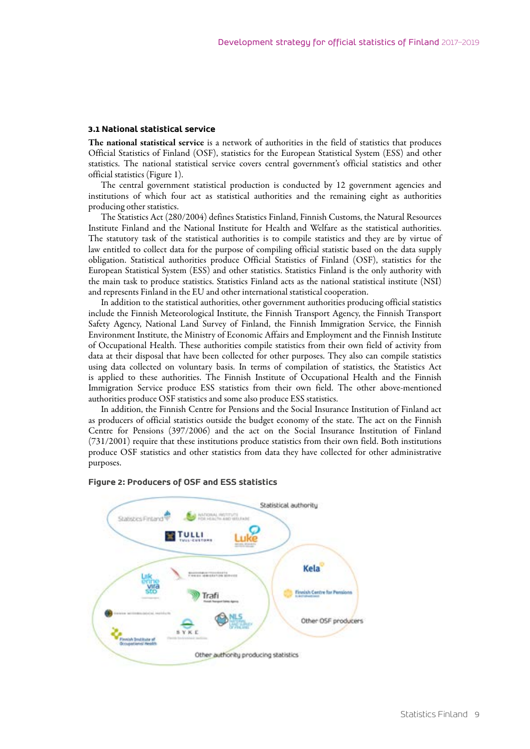### 3.1 National statistical service

**The national statistical service** is a network of authorities in the field of statistics that produces Official Statistics of Finland (OSF), statistics for the European Statistical System (ESS) and other statistics. The national statistical service covers central government's official statistics and other official statistics (Figure 1).

The central government statistical production is conducted by 12 government agencies and institutions of which four act as statistical authorities and the remaining eight as authorities producing other statistics.

The Statistics Act (280/2004) defines Statistics Finland, Finnish Customs, the Natural Resources Institute Finland and the National Institute for Health and Welfare as the statistical authorities. The statutory task of the statistical authorities is to compile statistics and they are by virtue of law entitled to collect data for the purpose of compiling official statistic based on the data supply obligation. Statistical authorities produce Official Statistics of Finland (OSF), statistics for the European Statistical System (ESS) and other statistics. Statistics Finland is the only authority with the main task to produce statistics. Statistics Finland acts as the national statistical institute (NSI) and represents Finland in the EU and other international statistical cooperation.

In addition to the statistical authorities, other government authorities producing official statistics include the Finnish Meteorological Institute, the Finnish Transport Agency, the Finnish Transport Safety Agency, National Land Survey of Finland, the Finnish Immigration Service, the Finnish Environment Institute, the Ministry of Economic Affairs and Employment and the Finnish Institute of Occupational Health. These authorities compile statistics from their own field of activity from data at their disposal that have been collected for other purposes. They also can compile statistics using data collected on voluntary basis. In terms of compilation of statistics, the Statistics Act is applied to these authorities. The Finnish Institute of Occupational Health and the Finnish Immigration Service produce ESS statistics from their own field. The other above-mentioned authorities produce OSF statistics and some also produce ESS statistics.

In addition, the Finnish Centre for Pensions and the Social Insurance Institution of Finland act as producers of official statistics outside the budget economy of the state. The act on the Finnish Centre for Pensions (397/2006) and the act on the Social Insurance Institution of Finland (731/2001) require that these institutions produce statistics from their own field. Both institutions produce OSF statistics and other statistics from data they have collected for other administrative purposes.

**Figure 2: Producers of OSF and ESS statistics**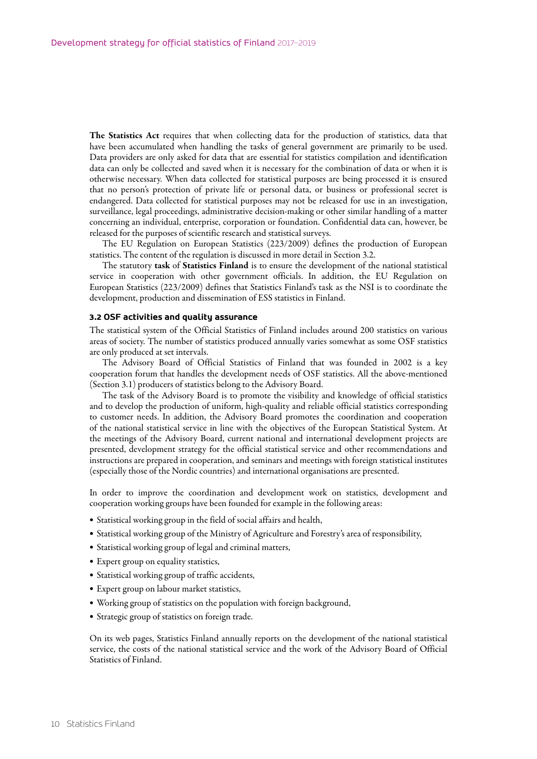**The Statistics Act** requires that when collecting data for the production of statistics, data that have been accumulated when handling the tasks of general government are primarily to be used. Data providers are only asked for data that are essential for statistics compilation and identification data can only be collected and saved when it is necessary for the combination of data or when it is otherwise necessary. When data collected for statistical purposes are being processed it is ensured that no person's protection of private life or personal data, or business or professional secret is endangered. Data collected for statistical purposes may not be released for use in an investigation, surveillance, legal proceedings, administrative decision-making or other similar handling of a matter concerning an individual, enterprise, corporation or foundation. Confidential data can, however, be released for the purposes of scientific research and statistical surveys.

The EU Regulation on European Statistics (223/2009) defines the production of European statistics. The content of the regulation is discussed in more detail in Section 3.2.

The statutory **task** of **Statistics Finland** is to ensure the development of the national statistical service in cooperation with other government officials. In addition, the EU Regulation on European Statistics (223/2009) defines that Statistics Finland's task as the NSI is to coordinate the development, production and dissemination of ESS statistics in Finland.

### 3.2 OSF activities and quality assurance

The statistical system of the Official Statistics of Finland includes around 200 statistics on various areas of society. The number of statistics produced annually varies somewhat as some OSF statistics are only produced at set intervals.

The Advisory Board of Official Statistics of Finland that was founded in 2002 is a key cooperation forum that handles the development needs of OSF statistics. All the above-mentioned (Section 3.1) producers of statistics belong to the Advisory Board.

The task of the Advisory Board is to promote the visibility and knowledge of official statistics and to develop the production of uniform, high-quality and reliable official statistics corresponding to customer needs. In addition, the Advisory Board promotes the coordination and cooperation of the national statistical service in line with the objectives of the European Statistical System. At the meetings of the Advisory Board, current national and international development projects are presented, development strategy for the official statistical service and other recommendations and instructions are prepared in cooperation, and seminars and meetings with foreign statistical institutes (especially those of the Nordic countries) and international organisations are presented.

In order to improve the coordination and development work on statistics, development and cooperation working groups have been founded for example in the following areas:

- Statistical working group in the field of social affairs and health,
- Statistical working group of the Ministry of Agriculture and Forestry's area of responsibility,
- Statistical working group of legal and criminal matters,
- Expert group on equality statistics,
- Statistical working group of traffic accidents,
- Expert group on labour market statistics,
- Working group of statistics on the population with foreign background,
- Strategic group of statistics on foreign trade.

On its web pages, Statistics Finland annually reports on the development of the national statistical service, the costs of the national statistical service and the work of the Advisory Board of Official Statistics of Finland.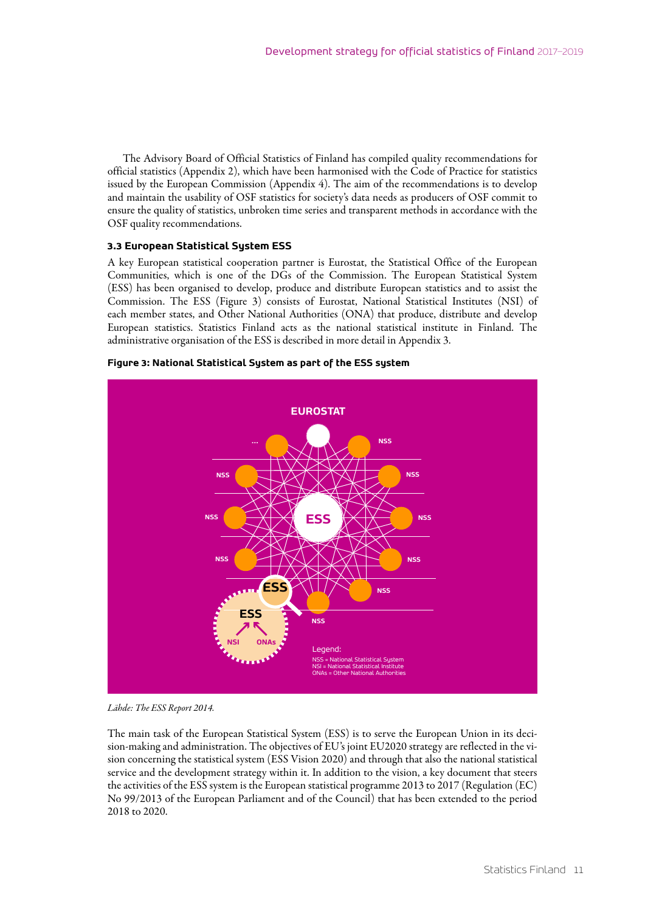The Advisory Board of Official Statistics of Finland has compiled quality recommendations for official statistics (Appendix 2), which have been harmonised with the Code of Practice for statistics issued by the European Commission (Appendix 4). The aim of the recommendations is to develop and maintain the usability of OSF statistics for society's data needs as producers of OSF commit to ensure the quality of statistics, unbroken time series and transparent methods in accordance with the OSF quality recommendations.

### 3.3 European Statistical System ESS

A key European statistical cooperation partner is Eurostat, the Statistical Office of the European Communities, which is one of the DGs of the Commission. The European Statistical System (ESS) has been organised to develop, produce and distribute European statistics and to assist the Commission. The ESS (Figure 3) consists of Eurostat, National Statistical Institutes (NSI) of each member states, and Other National Authorities (ONA) that produce, distribute and develop European statistics. Statistics Finland acts as the national statistical institute in Finland. The administrative organisation of the ESS is described in more detail in Appendix 3.

**Figure 3: National Statistical System as part of the ESS system**

EUROSTAT

ESS

NSS

...

ESS: NSI, ONAs

Legend:
NSS = National Statistical System
NSI = National Statistical Institute
ONAs = Other National Authorities

*Lähde: The ESS Report 2014.*

The main task of the European Statistical System (ESS) is to serve the European Union in its decision-making and administration. The objectives of EU's joint EU2020 strategy are reflected in the vision concerning the statistical system (ESS Vision 2020) and through that also the national statistical service and the development strategy within it. In addition to the vision, a key document that steers the activities of the ESS system is the European statistical programme 2013 to 2017 (Regulation (EC) No 99/2013 of the European Parliament and of the Council) that has been extended to the period 2018 to 2020.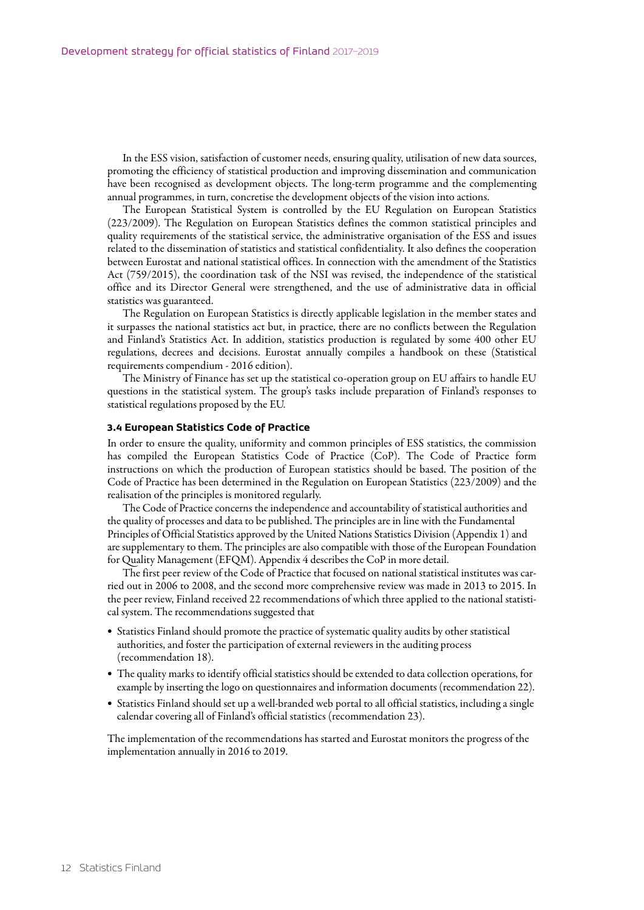In the ESS vision, satisfaction of customer needs, ensuring quality, utilisation of new data sources, promoting the efficiency of statistical production and improving dissemination and communication have been recognised as development objects. The long-term programme and the complementing annual programmes, in turn, concretise the development objects of the vision into actions.

The European Statistical System is controlled by the EU Regulation on European Statistics (223/2009). The Regulation on European Statistics defines the common statistical principles and quality requirements of the statistical service, the administrative organisation of the ESS and issues related to the dissemination of statistics and statistical confidentiality. It also defines the cooperation between Eurostat and national statistical offices. In connection with the amendment of the Statistics Act (759/2015), the coordination task of the NSI was revised, the independence of the statistical office and its Director General were strengthened, and the use of administrative data in official statistics was guaranteed.

The Regulation on European Statistics is directly applicable legislation in the member states and it surpasses the national statistics act but, in practice, there are no conflicts between the Regulation and Finland's Statistics Act. In addition, statistics production is regulated by some 400 other EU regulations, decrees and decisions. Eurostat annually compiles a handbook on these (Statistical requirements compendium - 2016 edition).

The Ministry of Finance has set up the statistical co-operation group on EU affairs to handle EU questions in the statistical system. The group's tasks include preparation of Finland's responses to statistical regulations proposed by the EU.

### 3.4 European Statistics Code of Practice

In order to ensure the quality, uniformity and common principles of ESS statistics, the commission has compiled the European Statistics Code of Practice (CoP). The Code of Practice form instructions on which the production of European statistics should be based. The position of the Code of Practice has been determined in the Regulation on European Statistics (223/2009) and the realisation of the principles is monitored regularly.

The Code of Practice concerns the independence and accountability of statistical authorities and the quality of processes and data to be published. The principles are in line with the Fundamental Principles of Official Statistics approved by the United Nations Statistics Division (Appendix 1) and are supplementary to them. The principles are also compatible with those of the European Foundation for Quality Management (EFQM). Appendix 4 describes the CoP in more detail.

The first peer review of the Code of Practice that focused on national statistical institutes was carried out in 2006 to 2008, and the second more comprehensive review was made in 2013 to 2015. In the peer review, Finland received 22 recommendations of which three applied to the national statistical system. The recommendations suggested that

- Statistics Finland should promote the practice of systematic quality audits by other statistical authorities, and foster the participation of external reviewers in the auditing process (recommendation 18).
- The quality marks to identify official statistics should be extended to data collection operations, for example by inserting the logo on questionnaires and information documents (recommendation 22).
- Statistics Finland should set up a well-branded web portal to all official statistics, including a single calendar covering all of Finland's official statistics (recommendation 23).

The implementation of the recommendations has started and Eurostat monitors the progress of the implementation annually in 2016 to 2019.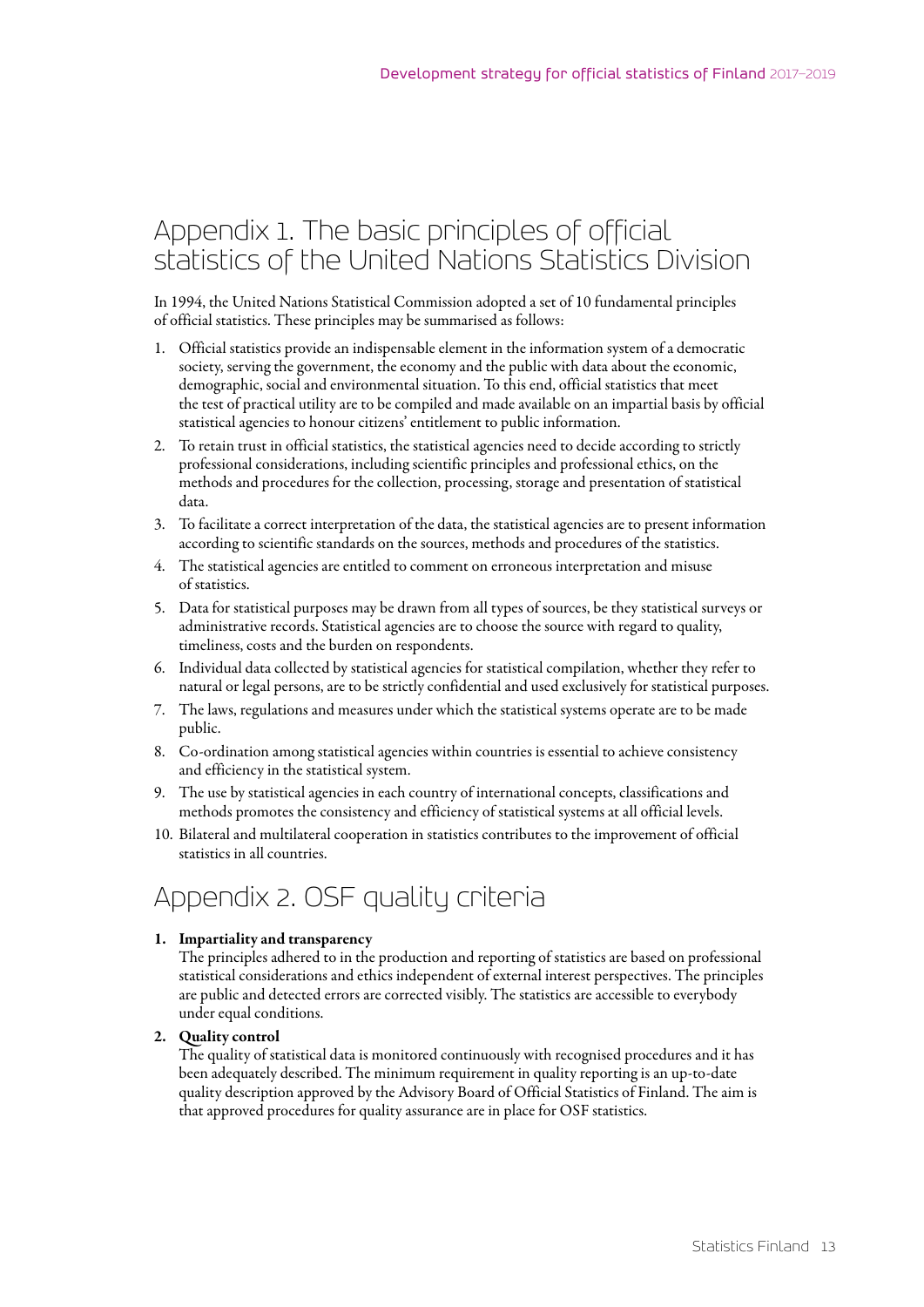# Appendix 1. The basic principles of official statistics of the United Nations Statistics Division

In 1994, the United Nations Statistical Commission adopted a set of 10 fundamental principles of official statistics. These principles may be summarised as follows:

1. Official statistics provide an indispensable element in the information system of a democratic society, serving the government, the economy and the public with data about the economic, demographic, social and environmental situation. To this end, official statistics that meet the test of practical utility are to be compiled and made available on an impartial basis by official statistical agencies to honour citizens' entitlement to public information.
2. To retain trust in official statistics, the statistical agencies need to decide according to strictly professional considerations, including scientific principles and professional ethics, on the methods and procedures for the collection, processing, storage and presentation of statistical data.
3. To facilitate a correct interpretation of the data, the statistical agencies are to present information according to scientific standards on the sources, methods and procedures of the statistics.
4. The statistical agencies are entitled to comment on erroneous interpretation and misuse of statistics.
5. Data for statistical purposes may be drawn from all types of sources, be they statistical surveys or administrative records. Statistical agencies are to choose the source with regard to quality, timeliness, costs and the burden on respondents.
6. Individual data collected by statistical agencies for statistical compilation, whether they refer to natural or legal persons, are to be strictly confidential and used exclusively for statistical purposes.
7. The laws, regulations and measures under which the statistical systems operate are to be made public.
8. Co-ordination among statistical agencies within countries is essential to achieve consistency and efficiency in the statistical system.
9. The use by statistical agencies in each country of international concepts, classifications and methods promotes the consistency and efficiency of statistical systems at all official levels.
10. Bilateral and multilateral cooperation in statistics contributes to the improvement of official statistics in all countries.

# Appendix 2. OSF quality criteria

1. **Impartiality and transparency**
   The principles adhered to in the production and reporting of statistics are based on professional statistical considerations and ethics independent of external interest perspectives. The principles are public and detected errors are corrected visibly. The statistics are accessible to everybody under equal conditions.
2. **Quality control**
   The quality of statistical data is monitored continuously with recognised procedures and it has been adequately described. The minimum requirement in quality reporting is an up-to-date quality description approved by the Advisory Board of Official Statistics of Finland. The aim is that approved procedures for quality assurance are in place for OSF statistics.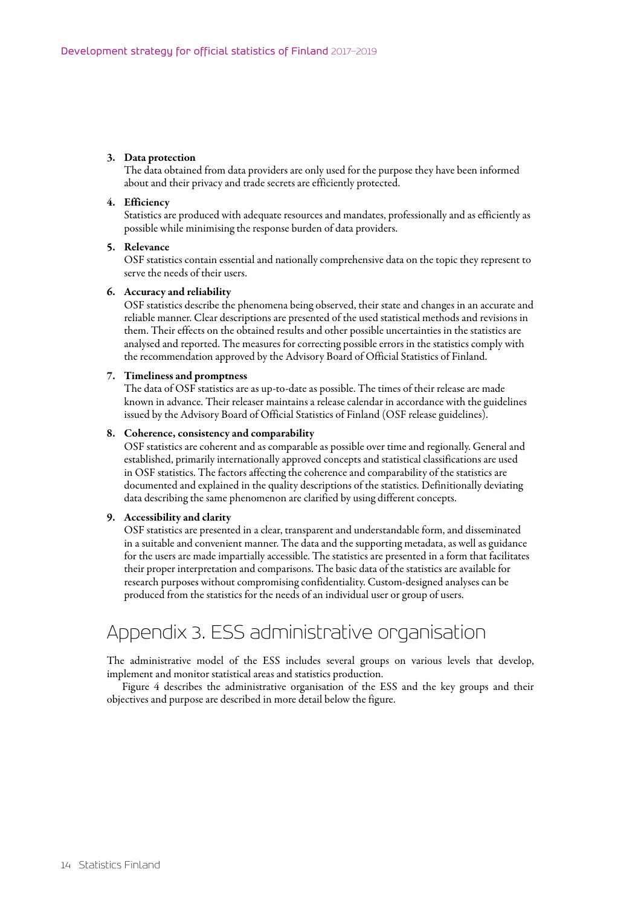3. **Data protection**
   The data obtained from data providers are only used for the purpose they have been informed about and their privacy and trade secrets are efficiently protected.

4. **Efficiency**
   Statistics are produced with adequate resources and mandates, professionally and as efficiently as possible while minimising the response burden of data providers.

5. **Relevance**
   OSF statistics contain essential and nationally comprehensive data on the topic they represent to serve the needs of their users.

6. **Accuracy and reliability**
   OSF statistics describe the phenomena being observed, their state and changes in an accurate and reliable manner. Clear descriptions are presented of the used statistical methods and revisions in them. Their effects on the obtained results and other possible uncertainties in the statistics are analysed and reported. The measures for correcting possible errors in the statistics comply with the recommendation approved by the Advisory Board of Official Statistics of Finland.

7. **Timeliness and promptness**
   The data of OSF statistics are as up-to-date as possible. The times of their release are made known in advance. Their releaser maintains a release calendar in accordance with the guidelines issued by the Advisory Board of Official Statistics of Finland (OSF release guidelines).

8. **Coherence, consistency and comparability**
   OSF statistics are coherent and as comparable as possible over time and regionally. General and established, primarily internationally approved concepts and statistical classifications are used in OSF statistics. The factors affecting the coherence and comparability of the statistics are documented and explained in the quality descriptions of the statistics. Definitionally deviating data describing the same phenomenon are clarified by using different concepts.

9. **Accessibility and clarity**
   OSF statistics are presented in a clear, transparent and understandable form, and disseminated in a suitable and convenient manner. The data and the supporting metadata, as well as guidance for the users are made impartially accessible. The statistics are presented in a form that facilitates their proper interpretation and comparisons. The basic data of the statistics are available for research purposes without compromising confidentiality. Custom-designed analyses can be produced from the statistics for the needs of an individual user or group of users.

# Appendix 3. ESS administrative organisation

The administrative model of the ESS includes several groups on various levels that develop, implement and monitor statistical areas and statistics production.

Figure 4 describes the administrative organisation of the ESS and the key groups and their objectives and purpose are described in more detail below the figure.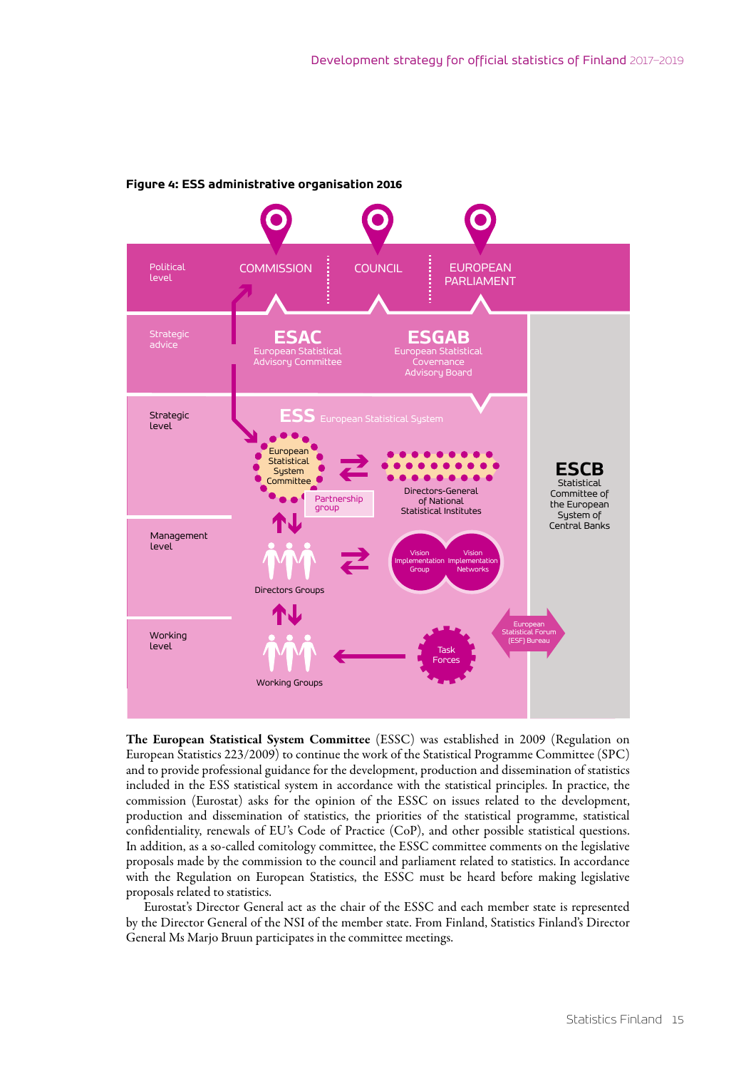**Figure 4: ESS administrative organisation 2016**

Political level — COMMISSION | COUNCIL | EUROPEAN PARLIAMENT

Strategic advice — ESAC European Statistical Advisory Committee | ESGAB European Statistical Governance Advisory Board

Strategic level — ESS European Statistical System: European Statistical System Committee; Partnership group; Directors-General of National Statistical Institutes

Management level — Directors Groups; Vision Implementation Group; Vision Implementation Networks

Working level — Working Groups; Task Forces

ESCB Statistical Committee of the European System of Central Banks

European Statistical Forum (ESF) Bureau

**The European Statistical System Committee** (ESSC) was established in 2009 (Regulation on European Statistics 223/2009) to continue the work of the Statistical Programme Committee (SPC) and to provide professional guidance for the development, production and dissemination of statistics included in the ESS statistical system in accordance with the statistical principles. In practice, the commission (Eurostat) asks for the opinion of the ESSC on issues related to the development, production and dissemination of statistics, the priorities of the statistical programme, statistical confidentiality, renewals of EU's Code of Practice (CoP), and other possible statistical questions. In addition, as a so-called comitology committee, the ESSC committee comments on the legislative proposals made by the commission to the council and parliament related to statistics. In accordance with the Regulation on European Statistics, the ESSC must be heard before making legislative proposals related to statistics.

Eurostat's Director General act as the chair of the ESSC and each member state is represented by the Director General of the NSI of the member state. From Finland, Statistics Finland's Director General Ms Marjo Bruun participates in the committee meetings.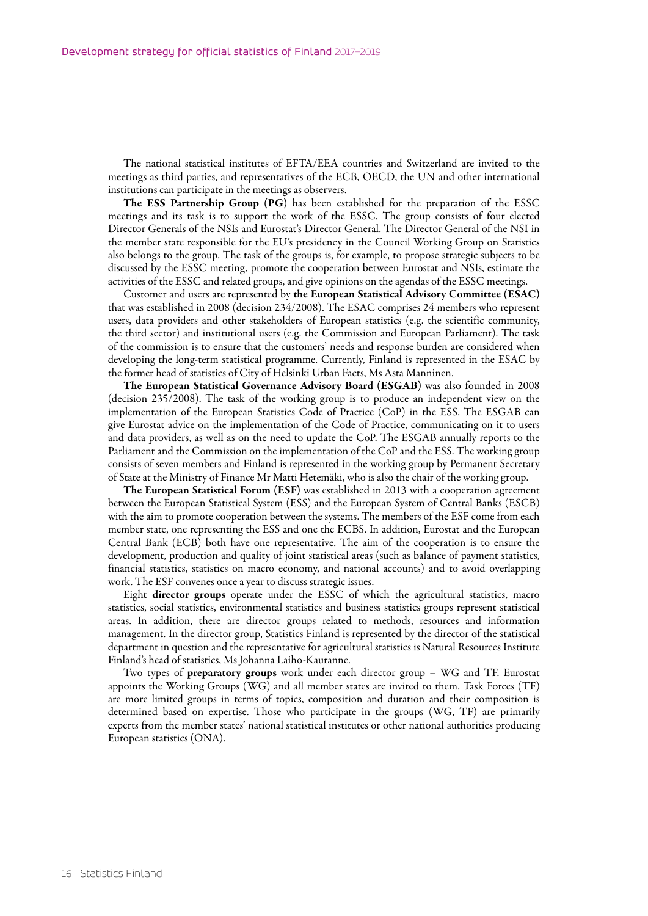The national statistical institutes of EFTA/EEA countries and Switzerland are invited to the meetings as third parties, and representatives of the ECB, OECD, the UN and other international institutions can participate in the meetings as observers.

**The ESS Partnership Group (PG)** has been established for the preparation of the ESSC meetings and its task is to support the work of the ESSC. The group consists of four elected Director Generals of the NSIs and Eurostat's Director General. The Director General of the NSI in the member state responsible for the EU's presidency in the Council Working Group on Statistics also belongs to the group. The task of the groups is, for example, to propose strategic subjects to be discussed by the ESSC meeting, promote the cooperation between Eurostat and NSIs, estimate the activities of the ESSC and related groups, and give opinions on the agendas of the ESSC meetings.

Customer and users are represented by **the European Statistical Advisory Committee (ESAC)** that was established in 2008 (decision 234/2008). The ESAC comprises 24 members who represent users, data providers and other stakeholders of European statistics (e.g. the scientific community, the third sector) and institutional users (e.g. the Commission and European Parliament). The task of the commission is to ensure that the customers' needs and response burden are considered when developing the long-term statistical programme. Currently, Finland is represented in the ESAC by the former head of statistics of City of Helsinki Urban Facts, Ms Asta Manninen.

**The European Statistical Governance Advisory Board (ESGAB)** was also founded in 2008 (decision 235/2008). The task of the working group is to produce an independent view on the implementation of the European Statistics Code of Practice (CoP) in the ESS. The ESGAB can give Eurostat advice on the implementation of the Code of Practice, communicating on it to users and data providers, as well as on the need to update the CoP. The ESGAB annually reports to the Parliament and the Commission on the implementation of the CoP and the ESS. The working group consists of seven members and Finland is represented in the working group by Permanent Secretary of State at the Ministry of Finance Mr Matti Hetemäki, who is also the chair of the working group.

**The European Statistical Forum (ESF)** was established in 2013 with a cooperation agreement between the European Statistical System (ESS) and the European System of Central Banks (ESCB) with the aim to promote cooperation between the systems. The members of the ESF come from each member state, one representing the ESS and one the ECBS. In addition, Eurostat and the European Central Bank (ECB) both have one representative. The aim of the cooperation is to ensure the development, production and quality of joint statistical areas (such as balance of payment statistics, financial statistics, statistics on macro economy, and national accounts) and to avoid overlapping work. The ESF convenes once a year to discuss strategic issues.

Eight **director groups** operate under the ESSC of which the agricultural statistics, macro statistics, social statistics, environmental statistics and business statistics groups represent statistical areas. In addition, there are director groups related to methods, resources and information management. In the director group, Statistics Finland is represented by the director of the statistical department in question and the representative for agricultural statistics is Natural Resources Institute Finland's head of statistics, Ms Johanna Laiho-Kauranne.

Two types of **preparatory groups** work under each director group – WG and TF. Eurostat appoints the Working Groups (WG) and all member states are invited to them. Task Forces (TF) are more limited groups in terms of topics, composition and duration and their composition is determined based on expertise. Those who participate in the groups (WG, TF) are primarily experts from the member states' national statistical institutes or other national authorities producing European statistics (ONA).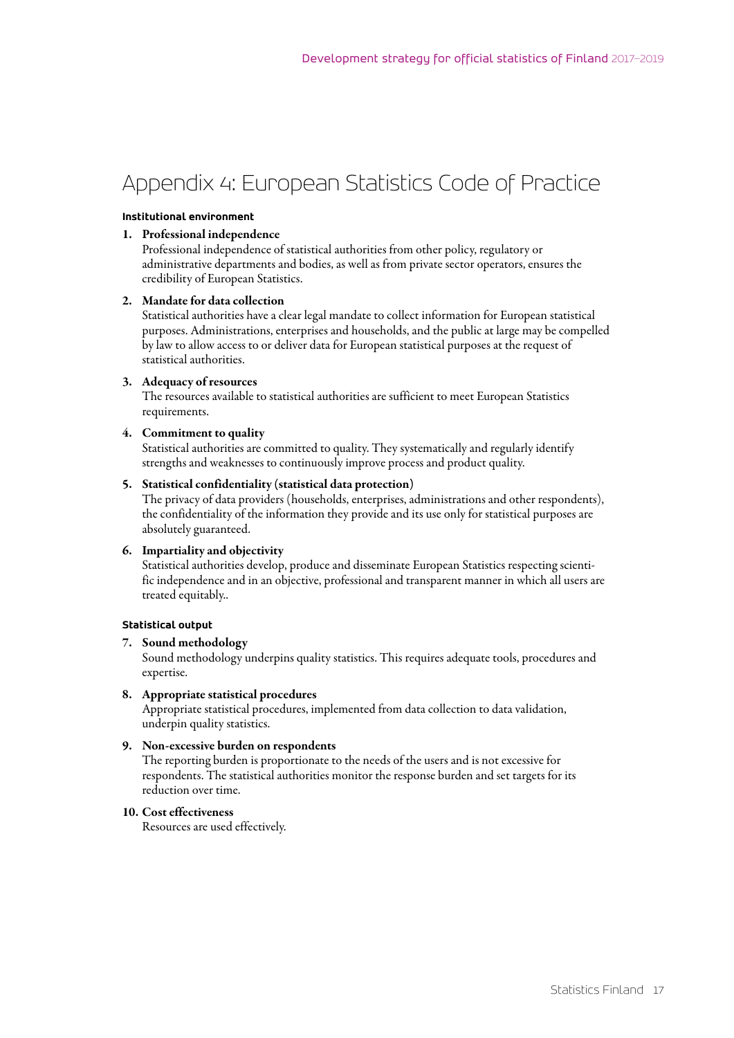# Appendix 4: European Statistics Code of Practice

#### Institutional environment

1. **Professional independence**
   Professional independence of statistical authorities from other policy, regulatory or administrative departments and bodies, as well as from private sector operators, ensures the credibility of European Statistics.

2. **Mandate for data collection**
   Statistical authorities have a clear legal mandate to collect information for European statistical purposes. Administrations, enterprises and households, and the public at large may be compelled by law to allow access to or deliver data for European statistical purposes at the request of statistical authorities.

3. **Adequacy of resources**
   The resources available to statistical authorities are sufficient to meet European Statistics requirements.

4. **Commitment to quality**
   Statistical authorities are committed to quality. They systematically and regularly identify strengths and weaknesses to continuously improve process and product quality.

5. **Statistical confidentiality (statistical data protection)**
   The privacy of data providers (households, enterprises, administrations and other respondents), the confidentiality of the information they provide and its use only for statistical purposes are absolutely guaranteed.

6. **Impartiality and objectivity**
   Statistical authorities develop, produce and disseminate European Statistics respecting scientific independence and in an objective, professional and transparent manner in which all users are treated equitably..

#### Statistical output

7. **Sound methodology**
   Sound methodology underpins quality statistics. This requires adequate tools, procedures and expertise.

8. **Appropriate statistical procedures**
   Appropriate statistical procedures, implemented from data collection to data validation, underpin quality statistics.

9. **Non-excessive burden on respondents**
   The reporting burden is proportionate to the needs of the users and is not excessive for respondents. The statistical authorities monitor the response burden and set targets for its reduction over time.

10. **Cost effectiveness**
    Resources are used effectively.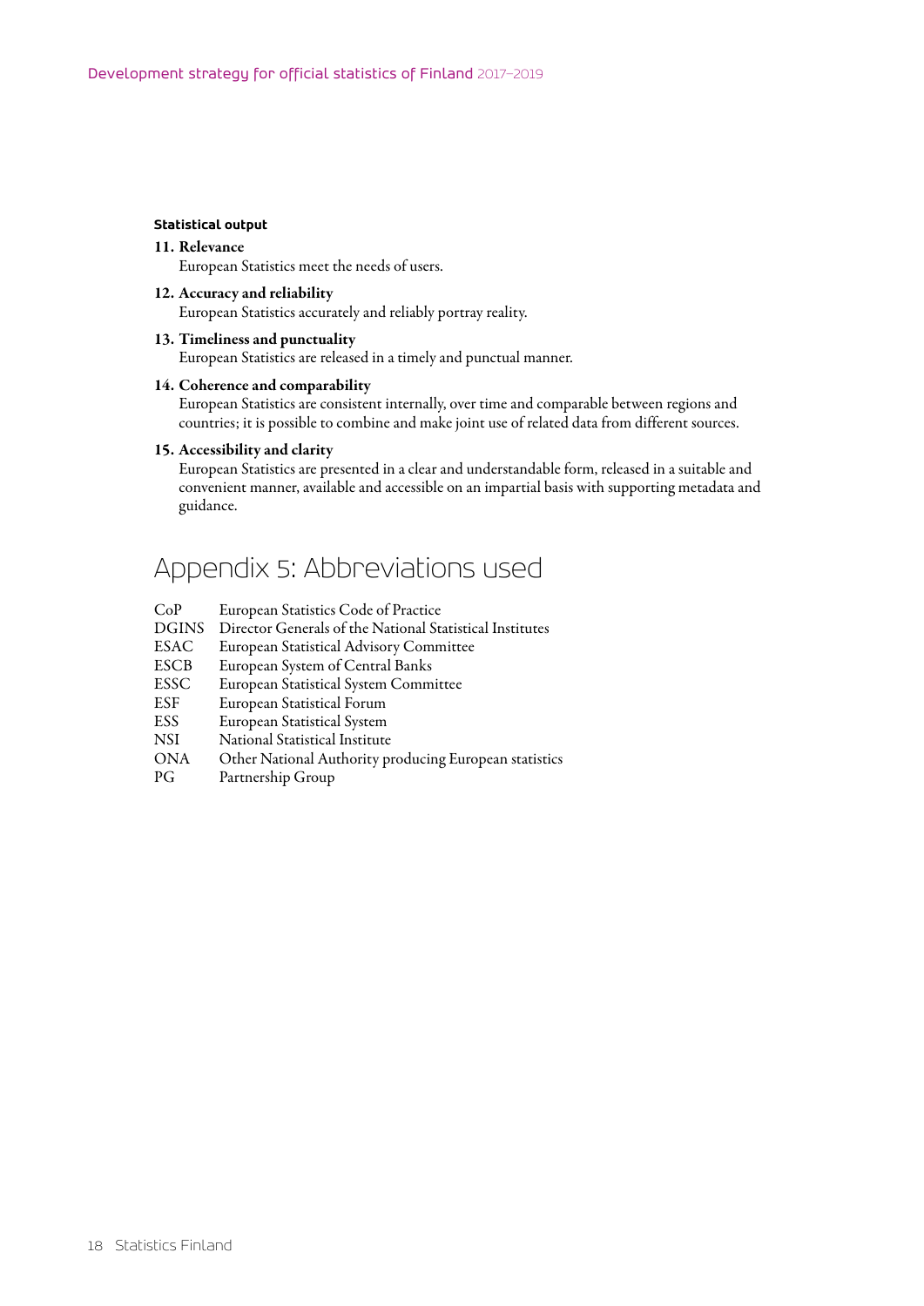**Statistical output**

**11. Relevance**
European Statistics meet the needs of users.

**12. Accuracy and reliability**
European Statistics accurately and reliably portray reality.

**13. Timeliness and punctuality**
European Statistics are released in a timely and punctual manner.

**14. Coherence and comparability**
European Statistics are consistent internally, over time and comparable between regions and countries; it is possible to combine and make joint use of related data from different sources.

**15. Accessibility and clarity**
European Statistics are presented in a clear and understandable form, released in a suitable and convenient manner, available and accessible on an impartial basis with supporting metadata and guidance.

# Appendix 5: Abbreviations used

| | |
|---|---|
| CoP | European Statistics Code of Practice |
| DGINS | Director Generals of the National Statistical Institutes |
| ESAC | European Statistical Advisory Committee |
| ESCB | European System of Central Banks |
| ESSC | European Statistical System Committee |
| ESF | European Statistical Forum |
| ESS | European Statistical System |
| NSI | National Statistical Institute |
| ONA | Other National Authority producing European statistics |
| PG | Partnership Group |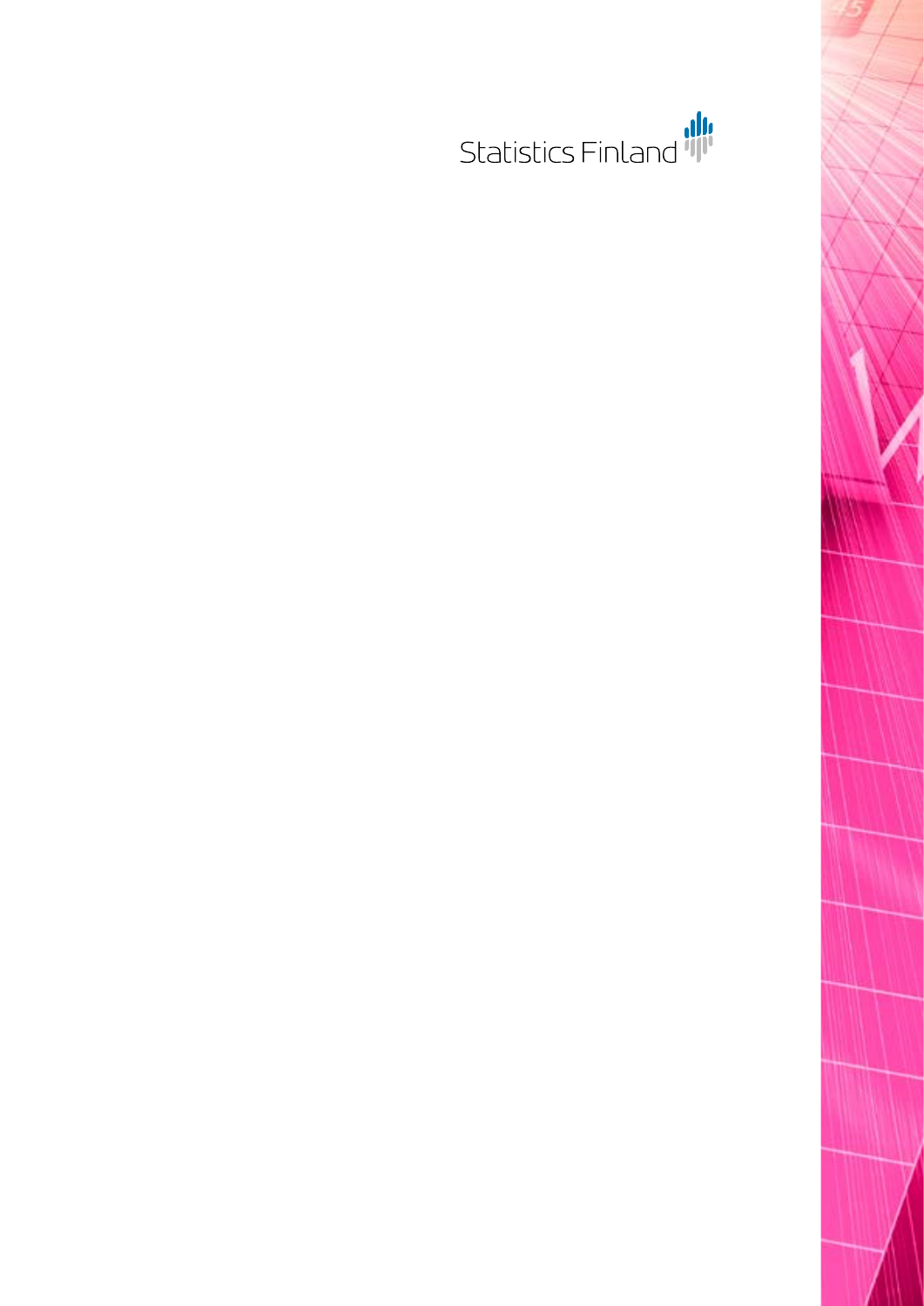Statistics Finland